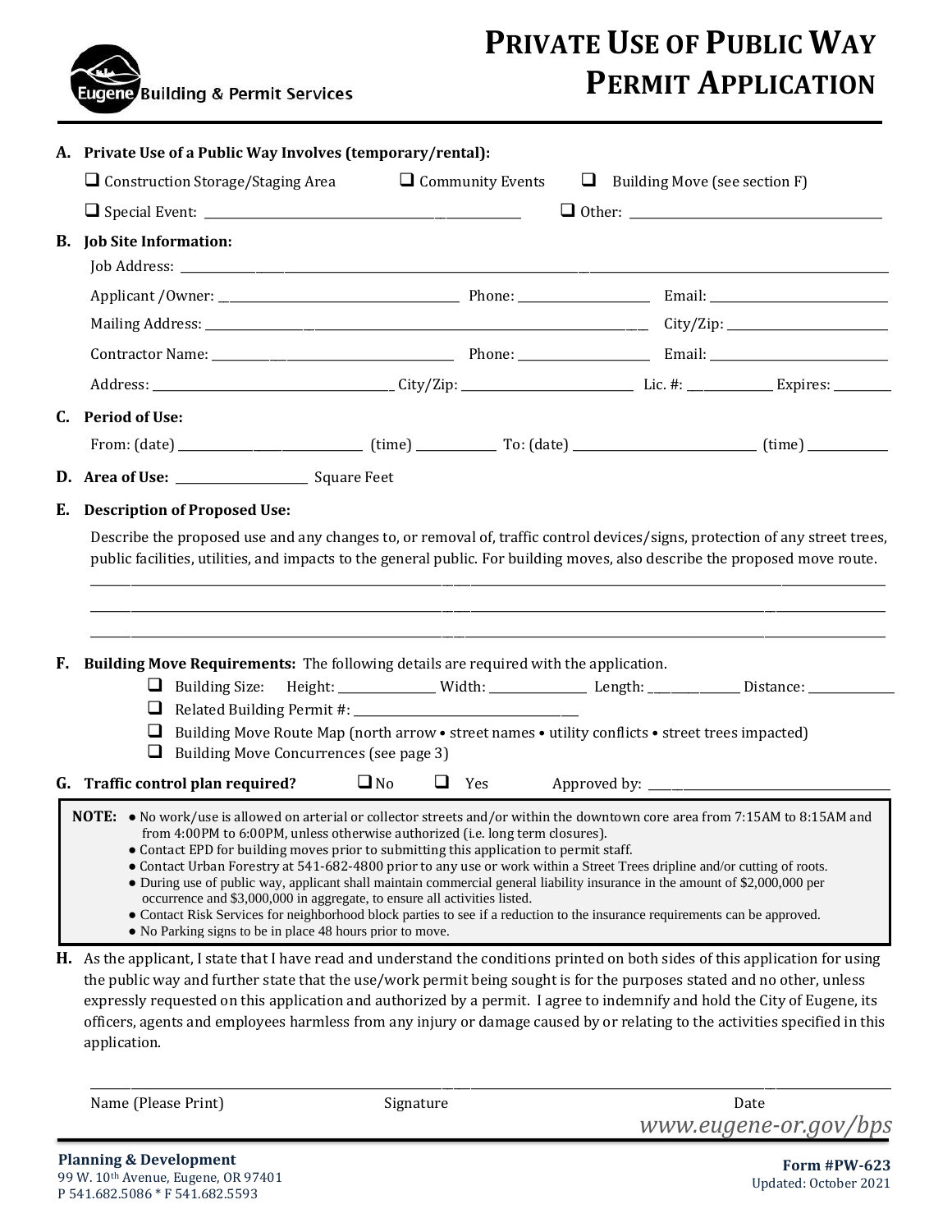Eugene Building & Permit Services

# PRIVATE USE OF PUBLIC WAY PERMIT APPLICATION

**A. Private Use of a Public Way Involves (temporary/rental):**

- ☐ Construction Storage/Staging Area
- ☐ Community Events
- ☐ Building Move (see section F)
- ☐ Special Event: ______________________________
- ☐ Other: ______________________________

**B. Job Site Information:**

Job Address: ____________________________________________

Applicant /Owner: ______________________ Phone: ______________ Email: ______________________

Mailing Address: ____________________________________ City/Zip: ______________________

Contractor Name: ______________________ Phone: ______________ Email: ______________________

Address: ______________________ City/Zip: ______________ Lic. #: __________ Expires: ________

**C. Period of Use:**

From: (date) ______________ (time) __________ To: (date) ______________ (time) __________

**D. Area of Use:** ______________ Square Feet

**E. Description of Proposed Use:**

Describe the proposed use and any changes to, or removal of, traffic control devices/signs, protection of any street trees, public facilities, utilities, and impacts to the general public. For building moves, also describe the proposed move route.

______________________________________________________________________

______________________________________________________________________

______________________________________________________________________

**F. Building Move Requirements:** The following details are required with the application.

- ☐ Building Size: Height: __________ Width: __________ Length: __________ Distance: __________
- ☐ Related Building Permit #: ______________________
- ☐ Building Move Route Map (north arrow • street names • utility conflicts • street trees impacted)
- ☐ Building Move Concurrences (see page 3)

**G. Traffic control plan required?** ☐ No ☐ Yes Approved by: ______________________

> **NOTE:**
> - No work/use is allowed on arterial or collector streets and/or within the downtown core area from 7:15AM to 8:15AM and from 4:00PM to 6:00PM, unless otherwise authorized (i.e. long term closures).
> - Contact EPD for building moves prior to submitting this application to permit staff.
> - Contact Urban Forestry at 541-682-4800 prior to any use or work within a Street Trees dripline and/or cutting of roots.
> - During use of public way, applicant shall maintain commercial general liability insurance in the amount of $2,000,000 per occurrence and $3,000,000 in aggregate, to ensure all activities listed.
> - Contact Risk Services for neighborhood block parties to see if a reduction to the insurance requirements can be approved.
> - No Parking signs to be in place 48 hours prior to move.

**H.** As the applicant, I state that I have read and understand the conditions printed on both sides of this application for using the public way and further state that the use/work permit being sought is for the purposes stated and no other, unless expressly requested on this application and authorized by a permit. I agree to indemnify and hold the City of Eugene, its officers, agents and employees harmless from any injury or damage caused by or relating to the activities specified in this application.

______________________________________________________________________

Name (Please Print) Signature Date

*www.eugene-or.gov/bps*

**Planning & Development**
99 W. 10th Avenue, Eugene, OR 97401
P 541.682.5086 * F 541.682.5593

**Form #PW-623**
Updated: October 2021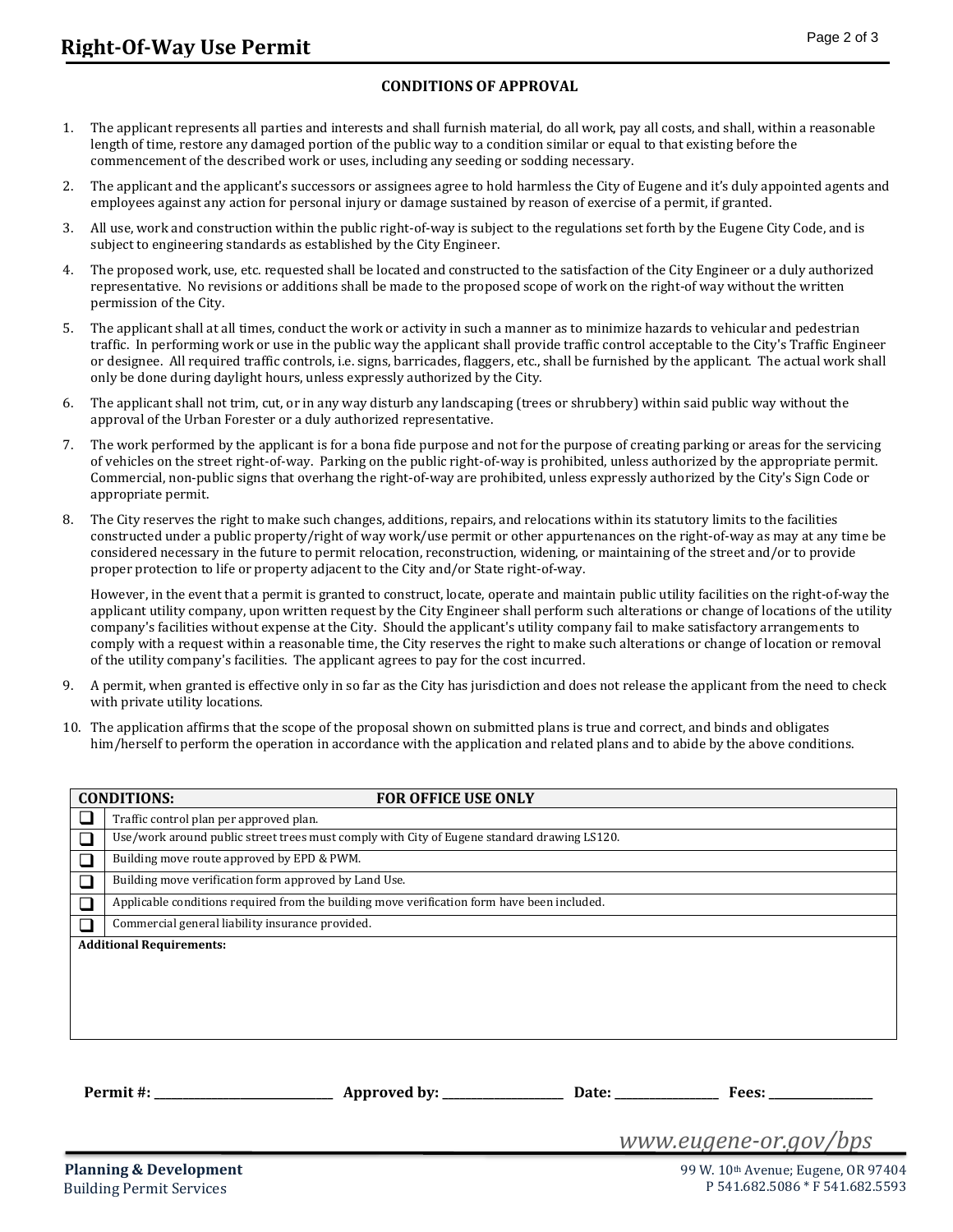# Right-Of-Way Use Permit

## CONDITIONS OF APPROVAL

1. The applicant represents all parties and interests and shall furnish material, do all work, pay all costs, and shall, within a reasonable length of time, restore any damaged portion of the public way to a condition similar or equal to that existing before the commencement of the described work or uses, including any seeding or sodding necessary.

2. The applicant and the applicant's successors or assignees agree to hold harmless the City of Eugene and it's duly appointed agents and employees against any action for personal injury or damage sustained by reason of exercise of a permit, if granted.

3. All use, work and construction within the public right-of-way is subject to the regulations set forth by the Eugene City Code, and is subject to engineering standards as established by the City Engineer.

4. The proposed work, use, etc. requested shall be located and constructed to the satisfaction of the City Engineer or a duly authorized representative. No revisions or additions shall be made to the proposed scope of work on the right-of way without the written permission of the City.

5. The applicant shall at all times, conduct the work or activity in such a manner as to minimize hazards to vehicular and pedestrian traffic. In performing work or use in the public way the applicant shall provide traffic control acceptable to the City's Traffic Engineer or designee. All required traffic controls, i.e. signs, barricades, flaggers, etc., shall be furnished by the applicant. The actual work shall only be done during daylight hours, unless expressly authorized by the City.

6. The applicant shall not trim, cut, or in any way disturb any landscaping (trees or shrubbery) within said public way without the approval of the Urban Forester or a duly authorized representative.

7. The work performed by the applicant is for a bona fide purpose and not for the purpose of creating parking or areas for the servicing of vehicles on the street right-of-way. Parking on the public right-of-way is prohibited, unless authorized by the appropriate permit. Commercial, non-public signs that overhang the right-of-way are prohibited, unless expressly authorized by the City's Sign Code or appropriate permit.

8. The City reserves the right to make such changes, additions, repairs, and relocations within its statutory limits to the facilities constructed under a public property/right of way work/use permit or other appurtenances on the right-of-way as may at any time be considered necessary in the future to permit relocation, reconstruction, widening, or maintaining of the street and/or to provide proper protection to life or property adjacent to the City and/or State right-of-way.

   However, in the event that a permit is granted to construct, locate, operate and maintain public utility facilities on the right-of-way the applicant utility company, upon written request by the City Engineer shall perform such alterations or change of locations of the utility company's facilities without expense at the City. Should the applicant's utility company fail to make satisfactory arrangements to comply with a request within a reasonable time, the City reserves the right to make such alterations or change of location or removal of the utility company's facilities. The applicant agrees to pay for the cost incurred.

9. A permit, when granted is effective only in so far as the City has jurisdiction and does not release the applicant from the need to check with private utility locations.

10. The application affirms that the scope of the proposal shown on submitted plans is true and correct, and binds and obligates him/herself to perform the operation in accordance with the application and related plans and to abide by the above conditions.

| **CONDITIONS:** | **FOR OFFICE USE ONLY** |
|---|---|
| ☐ | Traffic control plan per approved plan. |
| ☐ | Use/work around public street trees must comply with City of Eugene standard drawing LS120. |
| ☐ | Building move route approved by EPD & PWM. |
| ☐ | Building move verification form approved by Land Use. |
| ☐ | Applicable conditions required from the building move verification form have been included. |
| ☐ | Commercial general liability insurance provided. |
| **Additional Requirements:** | |

**Permit #:** ______________ **Approved by:** ______________ **Date:** __________ **Fees:** __________

*www.eugene-or.gov/bps*

**Planning & Development**
Building Permit Services

99 W. 10th Avenue; Eugene, OR 97404
P 541.682.5086 * F 541.682.5593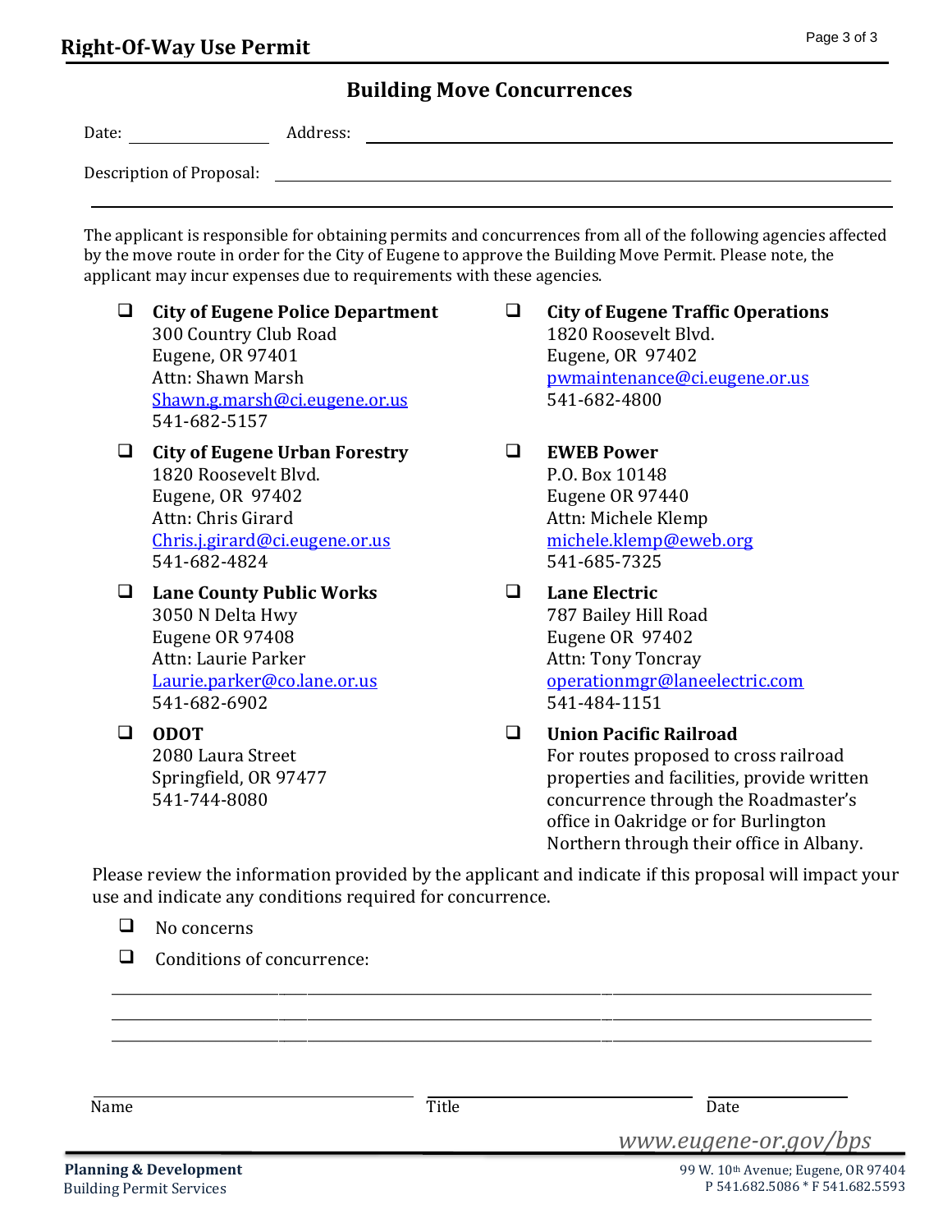## Right-Of-Way Use Permit

### Building Move Concurrences

Date: ______________ Address: ______________________________________________

Description of Proposal: ______________________________________________

______________________________________________

The applicant is responsible for obtaining permits and concurrences from all of the following agencies affected by the move route in order for the City of Eugene to approve the Building Move Permit. Please note, the applicant may incur expenses due to requirements with these agencies.

- ❑ **City of Eugene Police Department**
  300 Country Club Road
  Eugene, OR 97401
  Attn: Shawn Marsh
  Shawn.g.marsh@ci.eugene.or.us
  541-682-5157

- ❑ **City of Eugene Traffic Operations**
  1820 Roosevelt Blvd.
  Eugene, OR 97402
  pwmaintenance@ci.eugene.or.us
  541-682-4800

- ❑ **City of Eugene Urban Forestry**
  1820 Roosevelt Blvd.
  Eugene, OR 97402
  Attn: Chris Girard
  Chris.j.girard@ci.eugene.or.us
  541-682-4824

- ❑ **EWEB Power**
  P.O. Box 10148
  Eugene OR 97440
  Attn: Michele Klemp
  michele.klemp@eweb.org
  541-685-7325

- ❑ **Lane County Public Works**
  3050 N Delta Hwy
  Eugene OR 97408
  Attn: Laurie Parker
  Laurie.parker@co.lane.or.us
  541-682-6902

- ❑ **Lane Electric**
  787 Bailey Hill Road
  Eugene OR 97402
  Attn: Tony Toncray
  operationmgr@laneelectric.com
  541-484-1151

- ❑ **ODOT**
  2080 Laura Street
  Springfield, OR 97477
  541-744-8080

- ❑ **Union Pacific Railroad**
  For routes proposed to cross railroad properties and facilities, provide written concurrence through the Roadmaster's office in Oakridge or for Burlington Northern through their office in Albany.

Please review the information provided by the applicant and indicate if this proposal will impact your use and indicate any conditions required for concurrence.

- ❑ No concerns
- ❑ Conditions of concurrence:

______________________________________________

______________________________________________

______________________________________________

______________________ ______________________ ______________

Name Title Date

www.eugene-or.gov/bps

**Planning & Development**
Building Permit Services

99 W. 10th Avenue; Eugene, OR 97404
P 541.682.5086 * F 541.682.5593